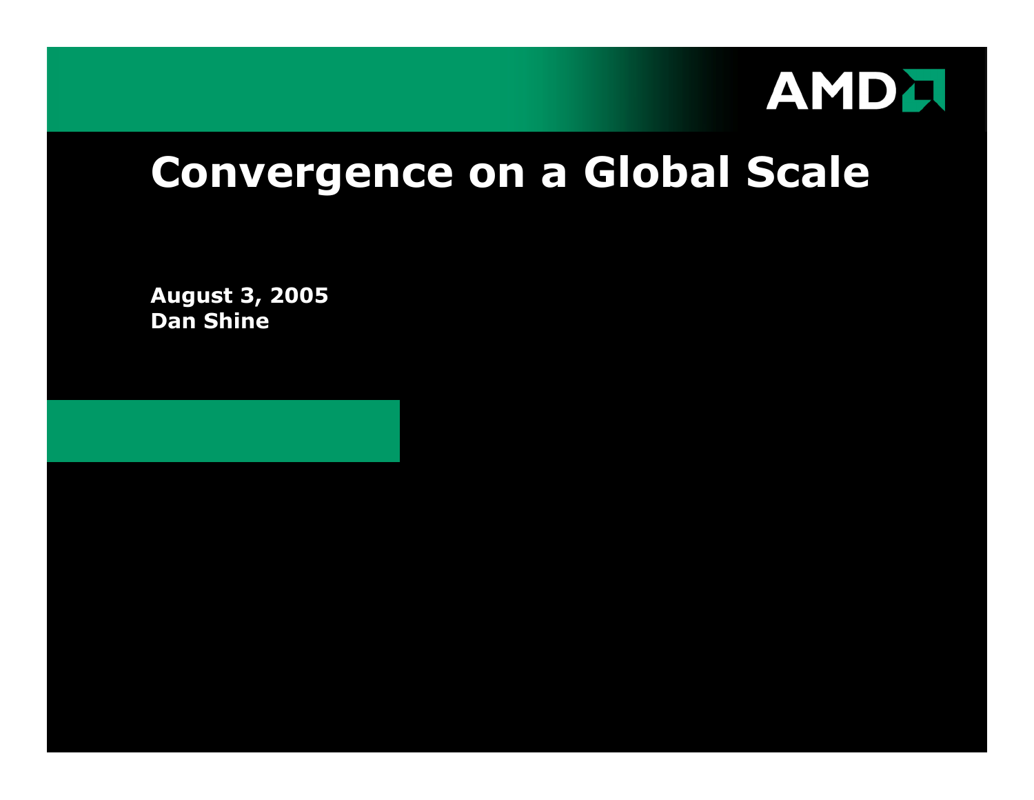AMD

# Convergence on a Global Scale

**August 3, 2005**
**Dan Shine**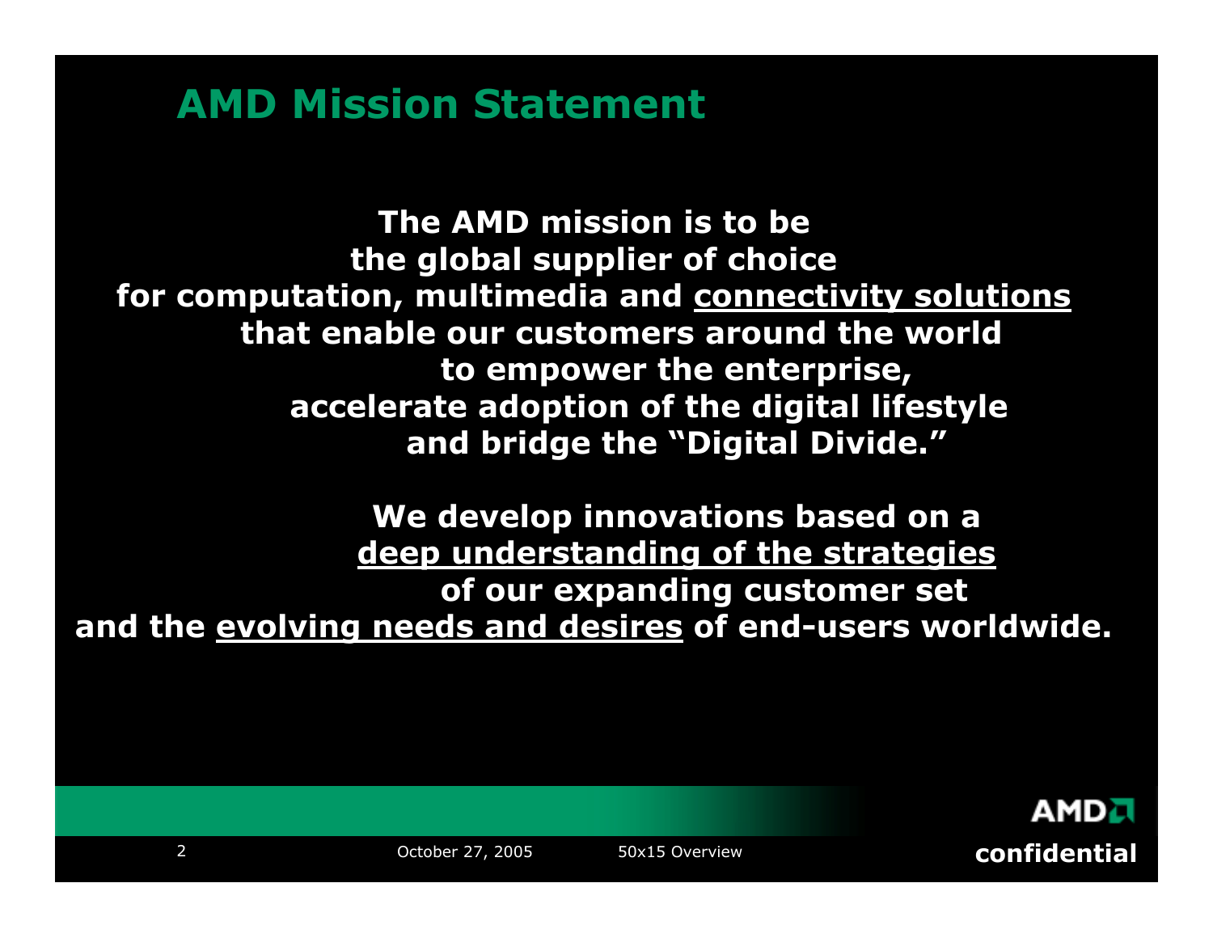# AMD Mission Statement

**The AMD mission is to be the global supplier of choice for computation, multimedia and <u>connectivity solutions</u> that enable our customers around the world to empower the enterprise, accelerate adoption of the digital lifestyle and bridge the "Digital Divide."**

**We develop innovations based on a <u>deep understanding of the strategies</u> of our expanding customer set and the <u>evolving needs and desires</u> of end-users worldwide.**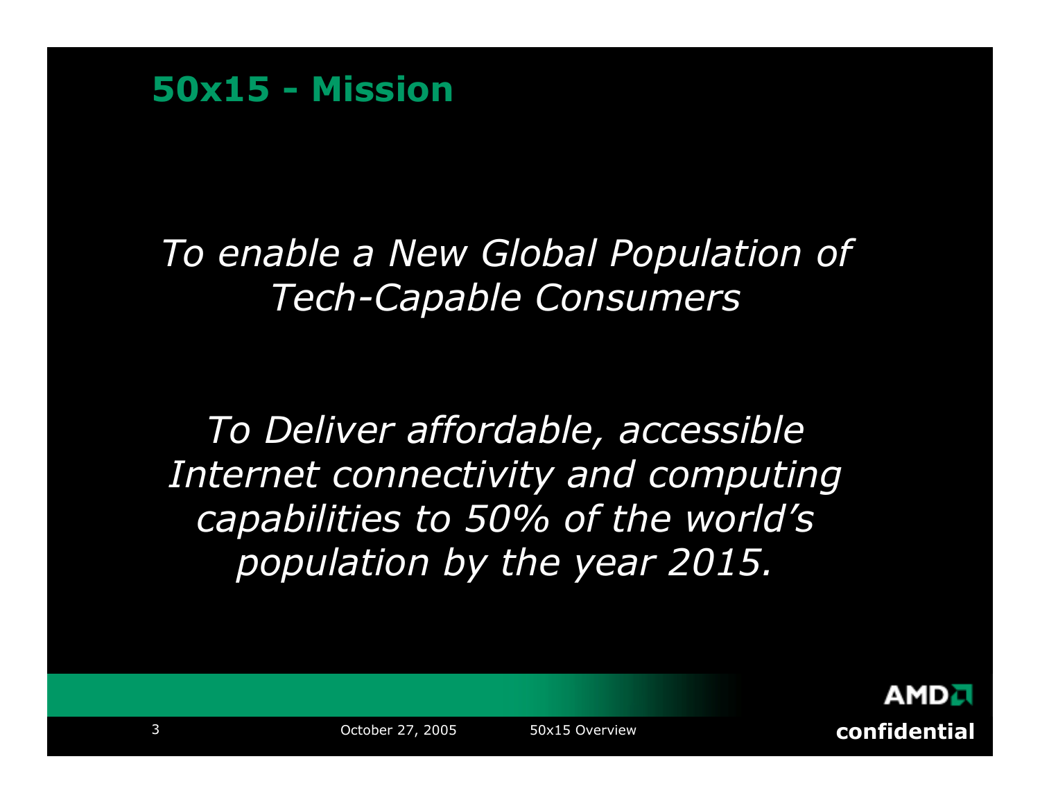## 50x15 - Mission

*To enable a New Global Population of Tech-Capable Consumers*

*To Deliver affordable, accessible Internet connectivity and computing capabilities to 50% of the world's population by the year 2015.*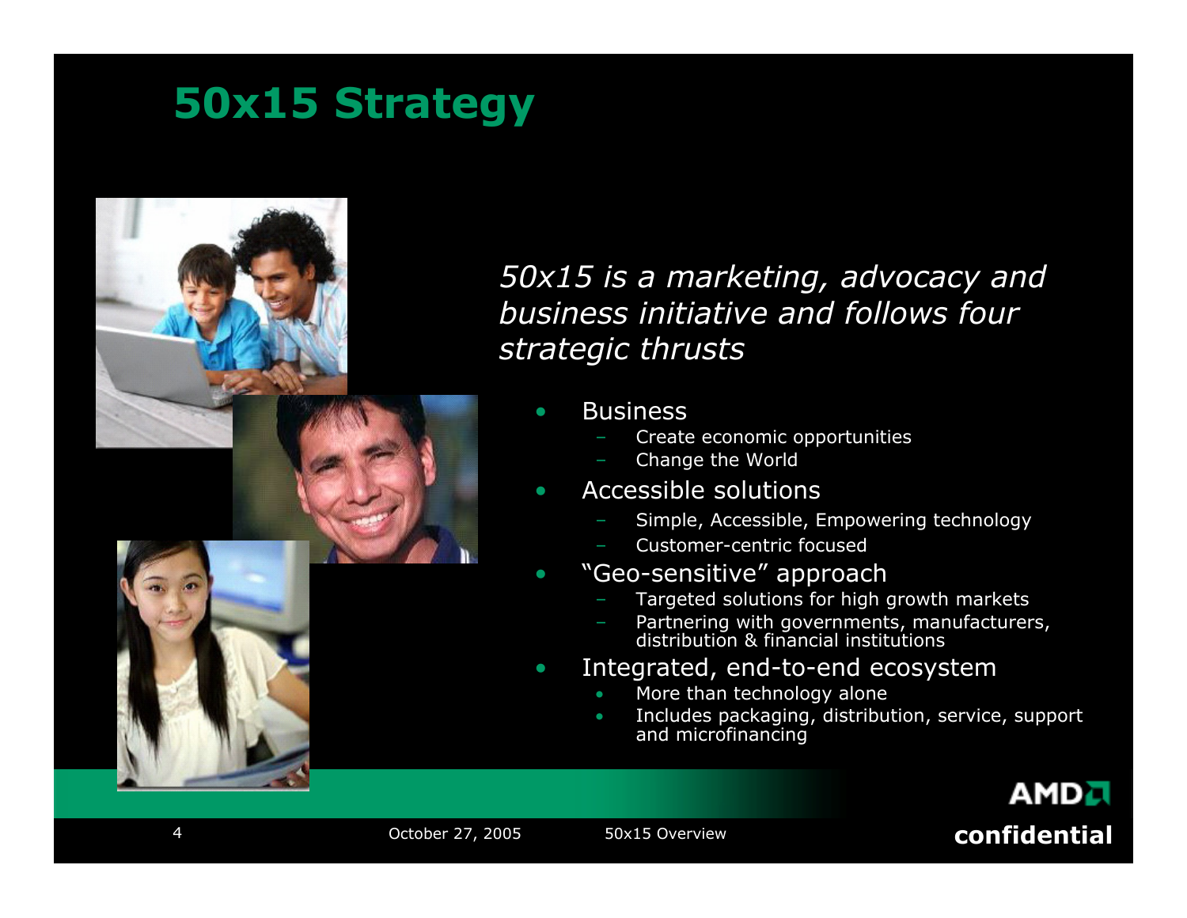# 50x15 Strategy

*50x15 is a marketing, advocacy and business initiative and follows four strategic thrusts*

- Business
  - Create economic opportunities
  - Change the World
- Accessible solutions
  - Simple, Accessible, Empowering technology
  - Customer-centric focused
- "Geo-sensitive" approach
  - Targeted solutions for high growth markets
  - Partnering with governments, manufacturers, distribution & financial institutions
- Integrated, end-to-end ecosystem
  - More than technology alone
  - Includes packaging, distribution, service, support and microfinancing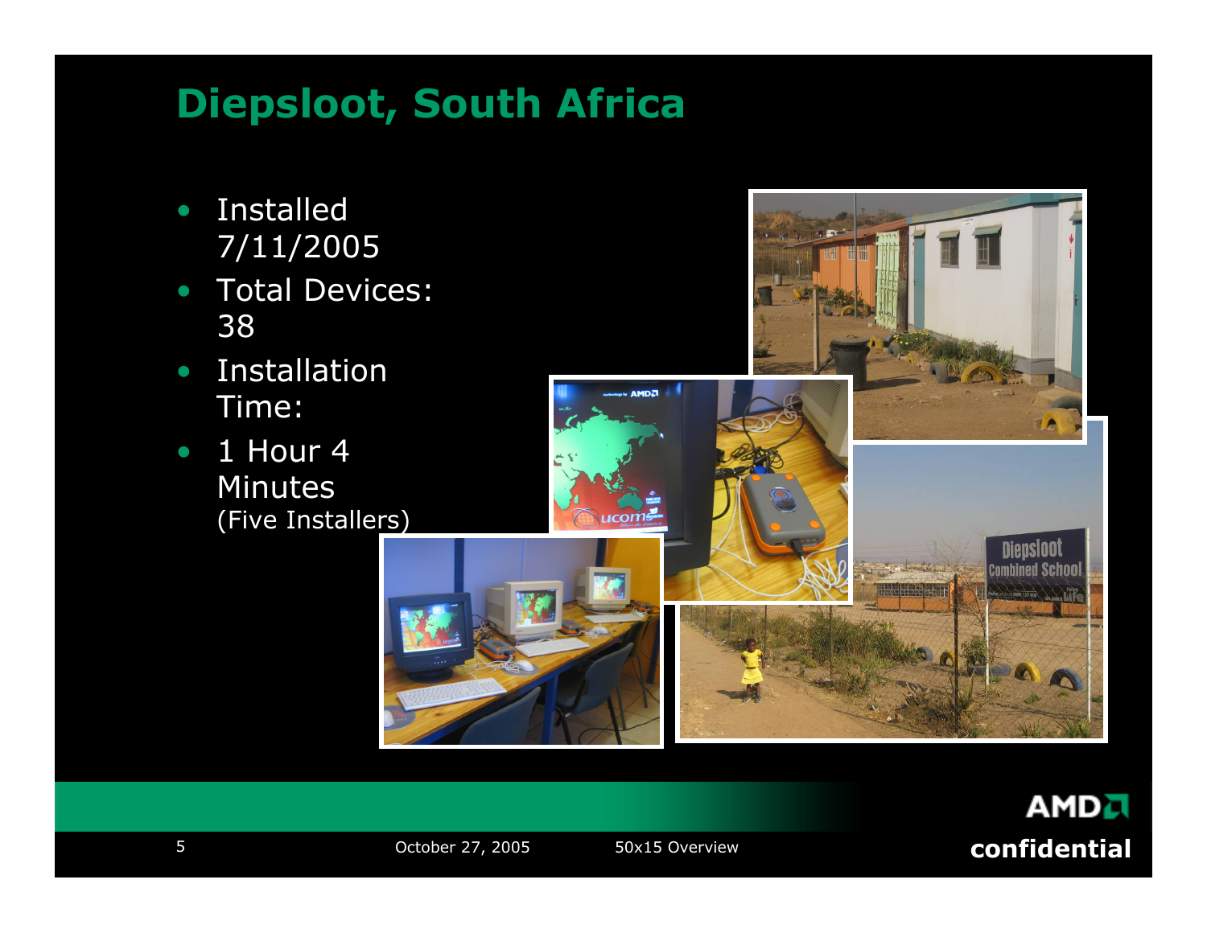# Diepsloot, South Africa

- Installed 7/11/2005
- Total Devices: 38
- Installation Time:
- 1 Hour 4 Minutes (Five Installers)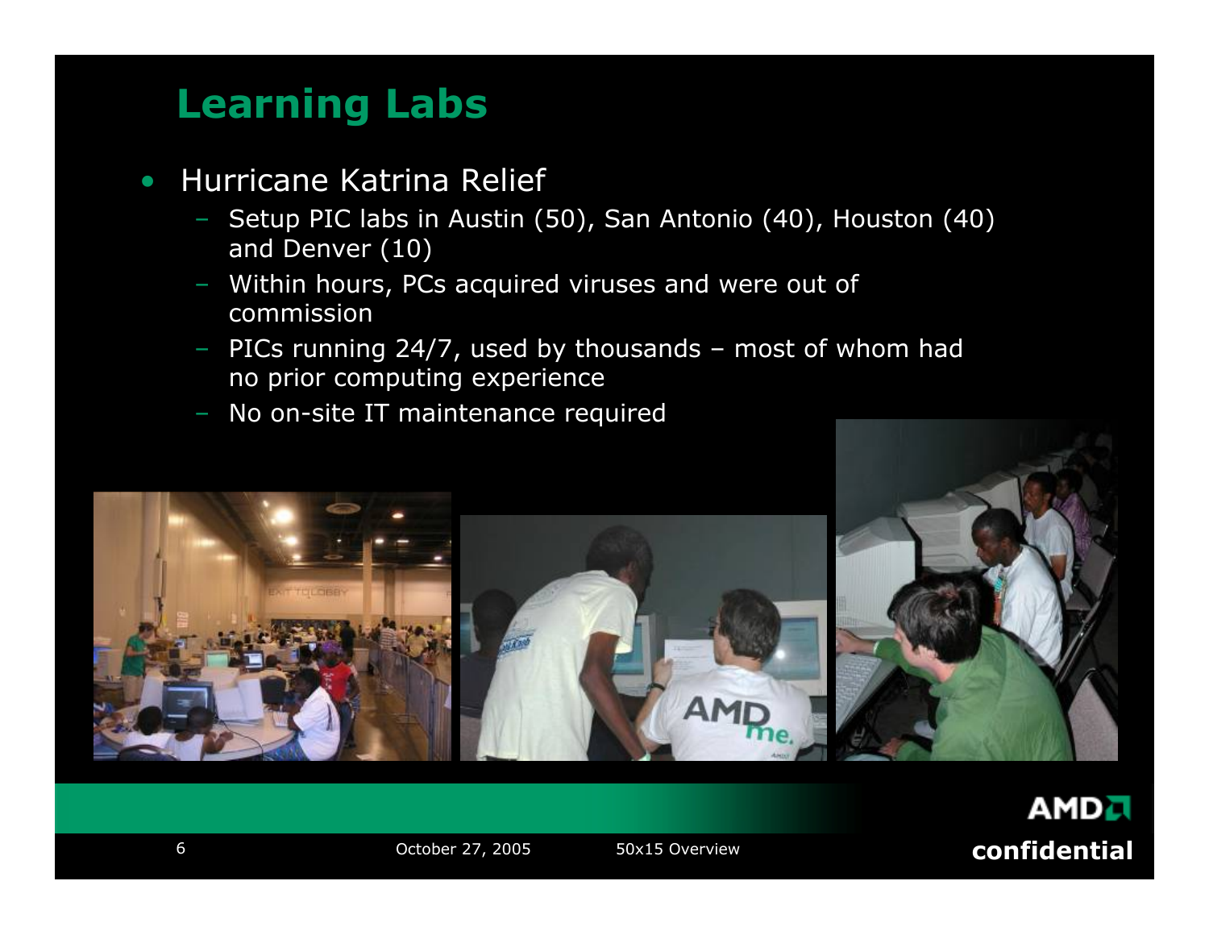# Learning Labs

- Hurricane Katrina Relief
  - Setup PIC labs in Austin (50), San Antonio (40), Houston (40) and Denver (10)
  - Within hours, PCs acquired viruses and were out of commission
  - PICs running 24/7, used by thousands – most of whom had no prior computing experience
  - No on-site IT maintenance required